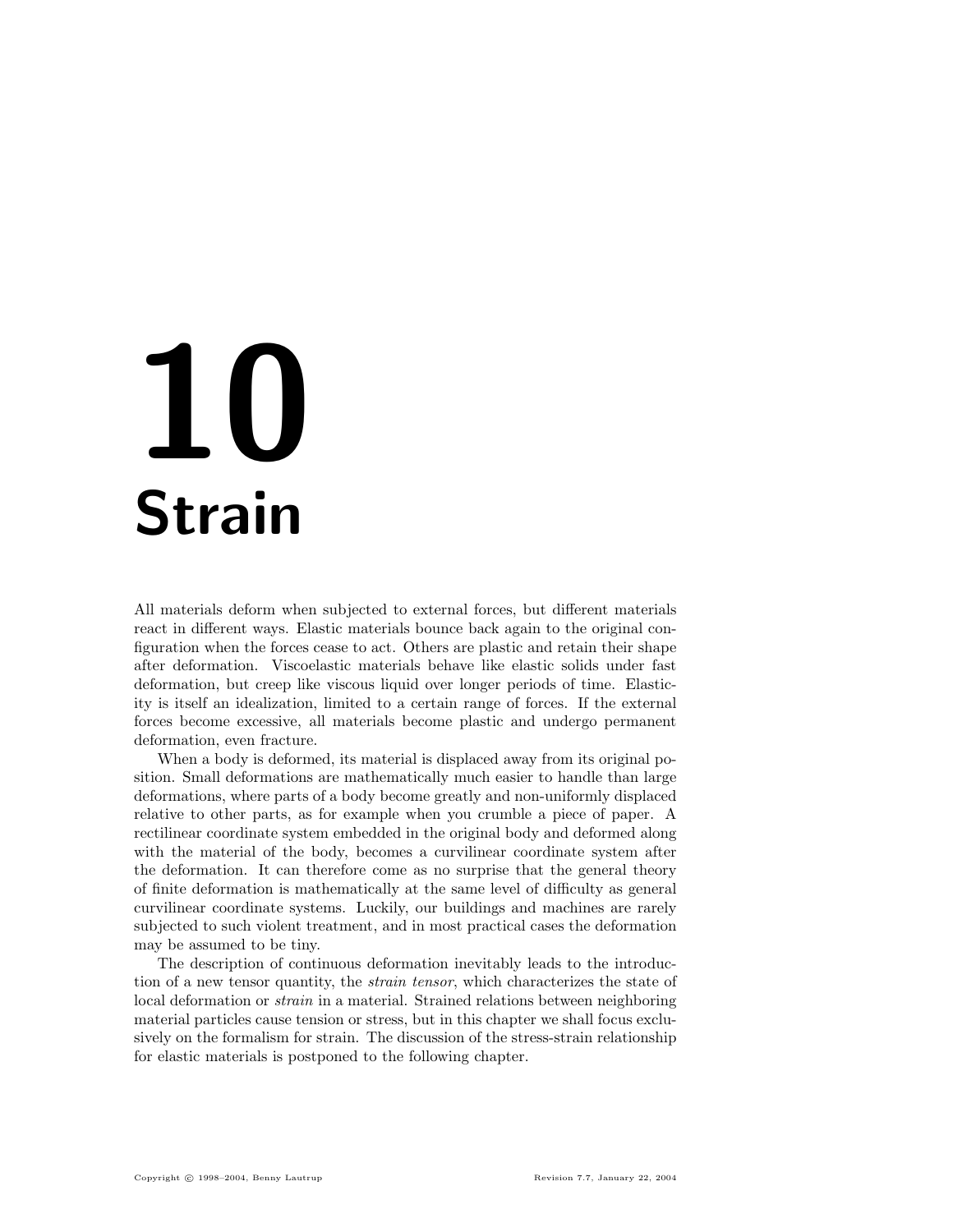# 10 Strain

All materials deform when subjected to external forces, but different materials react in different ways. Elastic materials bounce back again to the original configuration when the forces cease to act. Others are plastic and retain their shape after deformation. Viscoelastic materials behave like elastic solids under fast deformation, but creep like viscous liquid over longer periods of time. Elasticity is itself an idealization, limited to a certain range of forces. If the external forces become excessive, all materials become plastic and undergo permanent deformation, even fracture.

When a body is deformed, its material is displaced away from its original position. Small deformations are mathematically much easier to handle than large deformations, where parts of a body become greatly and non-uniformly displaced relative to other parts, as for example when you crumble a piece of paper. A rectilinear coordinate system embedded in the original body and deformed along with the material of the body, becomes a curvilinear coordinate system after the deformation. It can therefore come as no surprise that the general theory of finite deformation is mathematically at the same level of difficulty as general curvilinear coordinate systems. Luckily, our buildings and machines are rarely subjected to such violent treatment, and in most practical cases the deformation may be assumed to be tiny.

The description of continuous deformation inevitably leads to the introduction of a new tensor quantity, the *strain tensor*, which characterizes the state of local deformation or *strain* in a material. Strained relations between neighboring material particles cause tension or stress, but in this chapter we shall focus exclusively on the formalism for strain. The discussion of the stress-strain relationship for elastic materials is postponed to the following chapter.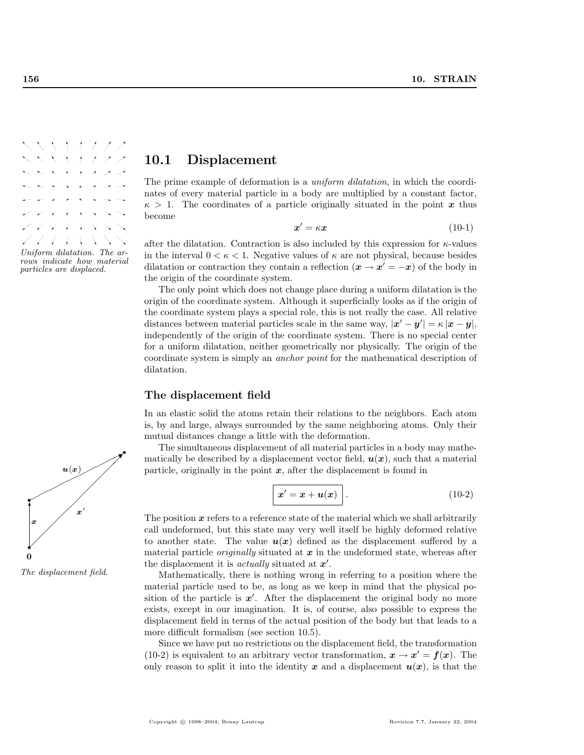## 10.1 Displacement

*Uniform dilatation. The arrows indicate how material particles are displaced.*

The prime example of deformation is a *uniform dilatation*, in which the coordinates of every material particle in a body are multiplied by a constant factor, $\kappa > 1$. The coordinates of a particle originally situated in the point $\boldsymbol{x}$ thus become

$$\boldsymbol{x}' = \kappa \boldsymbol{x} \tag{10-1}$$

after the dilatation. Contraction is also included by this expression for $\kappa$-values in the interval $0 < \kappa < 1$. Negative values of $\kappa$ are not physical, because besides dilatation or contraction they contain a reflection ($\boldsymbol{x} \to \boldsymbol{x}' = -\boldsymbol{x}$) of the body in the origin of the coordinate system.

The only point which does not change place during a uniform dilatation is the origin of the coordinate system. Although it superficially looks as if the origin of the coordinate system plays a special role, this is not really the case. All relative distances between material particles scale in the same way, $|\boldsymbol{x}' - \boldsymbol{y}'| = \kappa\,|\boldsymbol{x} - \boldsymbol{y}|$, independently of the origin of the coordinate system. There is no special center for a uniform dilatation, neither geometrically nor physically. The origin of the coordinate system is simply an *anchor point* for the mathematical description of dilatation.

### The displacement field

In an elastic solid the atoms retain their relations to the neighbors. Each atom is, by and large, always surrounded by the same neighboring atoms. Only their mutual distances change a little with the deformation.

The simultaneous displacement of all material particles in a body may mathematically be described by a displacement vector field, $\boldsymbol{u}(\boldsymbol{x})$, such that a material particle, originally in the point $\boldsymbol{x}$, after the displacement is found in

$$\boxed{\boldsymbol{x}' = \boldsymbol{x} + \boldsymbol{u}(\boldsymbol{x})}\,. \tag{10-2}$$

*The displacement field.*

The position $\boldsymbol{x}$ refers to a reference state of the material which we shall arbitrarily call undeformed, but this state may very well itself be highly deformed relative to another state. The value $\boldsymbol{u}(\boldsymbol{x})$ defined as the displacement suffered by a material particle *originally* situated at $\boldsymbol{x}$ in the undeformed state, whereas after the displacement it is *actually* situated at $\boldsymbol{x}'$.

Mathematically, there is nothing wrong in referring to a position where the material particle used to be, as long as we keep in mind that the physical position of the particle is $\boldsymbol{x}'$. After the displacement the original body no more exists, except in our imagination. It is, of course, also possible to express the displacement field in terms of the actual position of the body but that leads to a more difficult formalism (see section 10.5).

Since we have put no restrictions on the displacement field, the transformation (10-2) is equivalent to an arbitrary vector transformation, $\boldsymbol{x} \to \boldsymbol{x}' = \boldsymbol{f}(\boldsymbol{x})$. The only reason to split it into the identity $\boldsymbol{x}$ and a displacement $\boldsymbol{u}(\boldsymbol{x})$, is that the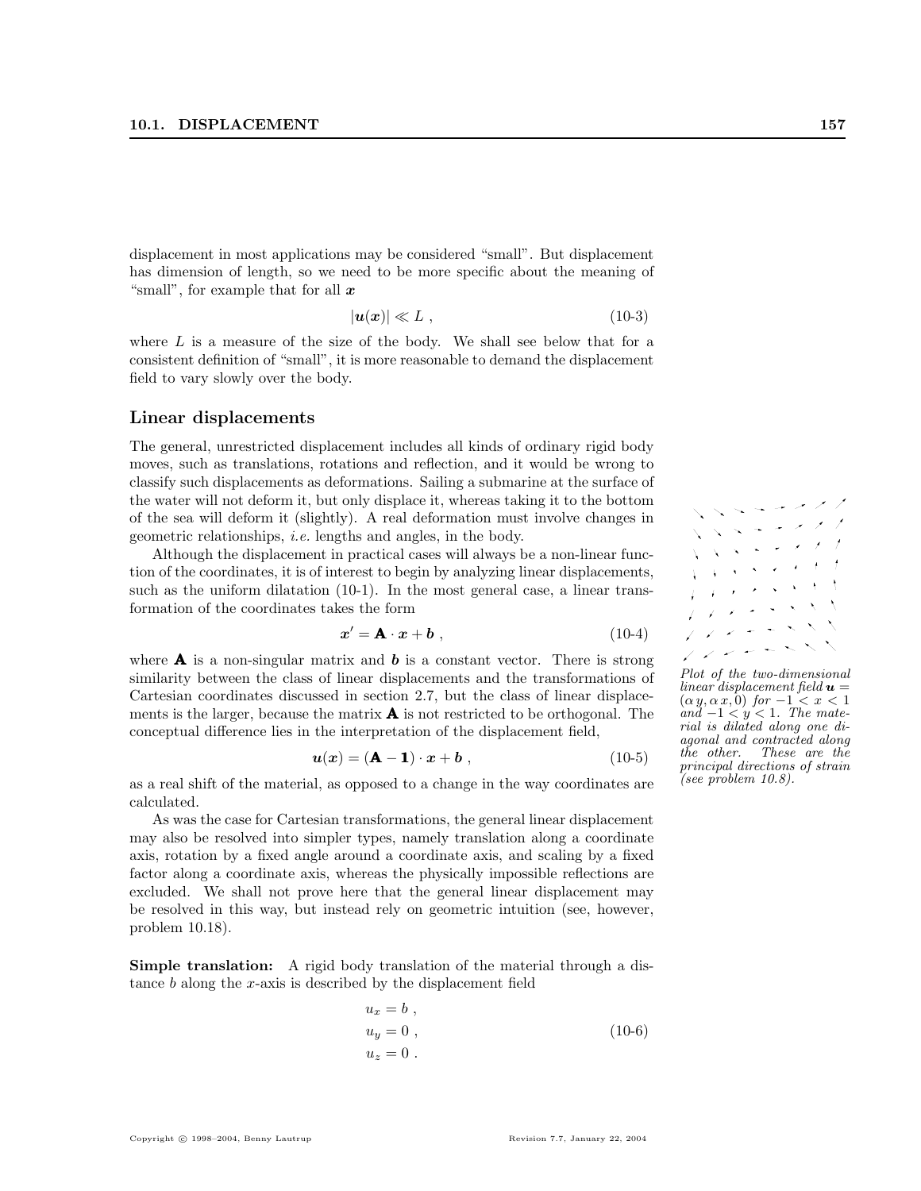displacement in most applications may be considered "small". But displacement has dimension of length, so we need to be more specific about the meaning of "small", for example that for all $\boldsymbol{x}$

$$|\boldsymbol{u}(\boldsymbol{x})| \ll L \ , \tag{10-3}$$

where $L$ is a measure of the size of the body. We shall see below that for a consistent definition of "small", it is more reasonable to demand the displacement field to vary slowly over the body.

### Linear displacements

The general, unrestricted displacement includes all kinds of ordinary rigid body moves, such as translations, rotations and reflection, and it would be wrong to classify such displacements as deformations. Sailing a submarine at the surface of the water will not deform it, but only displace it, whereas taking it to the bottom of the sea will deform it (slightly). A real deformation must involve changes in geometric relationships, *i.e.* lengths and angles, in the body.

Although the displacement in practical cases will always be a non-linear function of the coordinates, it is of interest to begin by analyzing linear displacements, such as the uniform dilatation (10-1). In the most general case, a linear transformation of the coordinates takes the form

$$\boldsymbol{x}' = \mathbf{A} \cdot \boldsymbol{x} + \boldsymbol{b} \ , \tag{10-4}$$

where $\mathbf{A}$ is a non-singular matrix and $\boldsymbol{b}$ is a constant vector. There is strong similarity between the class of linear displacements and the transformations of Cartesian coordinates discussed in section 2.7, but the class of linear displacements is the larger, because the matrix $\mathbf{A}$ is not restricted to be orthogonal. The conceptual difference lies in the interpretation of the displacement field,

$$\boldsymbol{u}(\boldsymbol{x}) = (\mathbf{A} - \mathbf{1}) \cdot \boldsymbol{x} + \boldsymbol{b} \ , \tag{10-5}$$

as a real shift of the material, as opposed to a change in the way coordinates are calculated.

*Plot of the two-dimensional linear displacement field $\boldsymbol{u} = (\alpha\, y, \alpha\, x, 0)$ for $-1 < x < 1$ and $-1 < y < 1$. The material is dilated along one diagonal and contracted along the other. These are the principal directions of strain (see problem 10.8).*

As was the case for Cartesian transformations, the general linear displacement may also be resolved into simpler types, namely translation along a coordinate axis, rotation by a fixed angle around a coordinate axis, and scaling by a fixed factor along a coordinate axis, whereas the physically impossible reflections are excluded. We shall not prove here that the general linear displacement may be resolved in this way, but instead rely on geometric intuition (see, however, problem 10.18).

**Simple translation:** A rigid body translation of the material through a distance $b$ along the $x$-axis is described by the displacement field

$$\begin{aligned} u_x &= b \ , \\ u_y &= 0 \ , \\ u_z &= 0 \ . \end{aligned} \tag{10-6}$$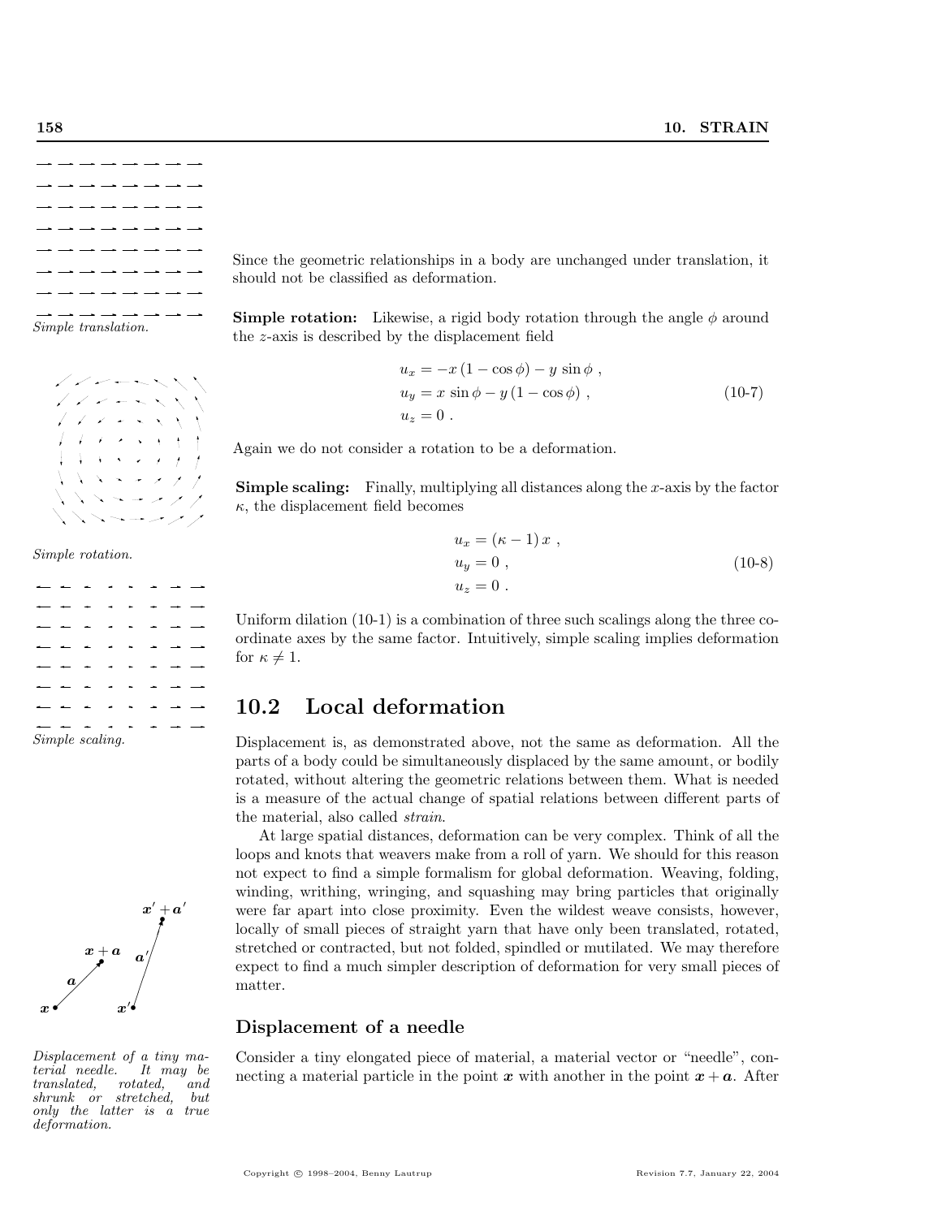Since the geometric relationships in a body are unchanged under translation, it should not be classified as deformation.

*Simple translation.*

**Simple rotation:** Likewise, a rigid body rotation through the angle $\phi$ around the $z$-axis is described by the displacement field

$$
\begin{aligned}
u_x &= -x\,(1-\cos\phi) - y\,\sin\phi\ , \\
u_y &= x\,\sin\phi - y\,(1-\cos\phi)\ , \\
u_z &= 0\ .
\end{aligned}
\tag{10-7}
$$

Again we do not consider a rotation to be a deformation.

*Simple rotation.*

**Simple scaling:** Finally, multiplying all distances along the $x$-axis by the factor $\kappa$, the displacement field becomes

$$
\begin{aligned}
u_x &= (\kappa-1)\,x\ , \\
u_y &= 0\ , \\
u_z &= 0\ .
\end{aligned}
\tag{10-8}
$$

Uniform dilation (10-1) is a combination of three such scalings along the three coordinate axes by the same factor. Intuitively, simple scaling implies deformation for $\kappa \neq 1$.

*Simple scaling.*

## 10.2 Local deformation

Displacement is, as demonstrated above, not the same as deformation. All the parts of a body could be simultaneously displaced by the same amount, or bodily rotated, without altering the geometric relations between them. What is needed is a measure of the actual change of spatial relations between different parts of the material, also called *strain*.

At large spatial distances, deformation can be very complex. Think of all the loops and knots that weavers make from a roll of yarn. We should for this reason not expect to find a simple formalism for global deformation. Weaving, folding, winding, writhing, wringing, and squashing may bring particles that originally were far apart into close proximity. Even the wildest weave consists, however, locally of small pieces of straight yarn that have only been translated, rotated, stretched or contracted, but not folded, spindled or mutilated. We may therefore expect to find a much simpler description of deformation for very small pieces of matter.

### Displacement of a needle

*Displacement of a tiny material needle. It may be translated, rotated, and shrunk or stretched, but only the latter is a true deformation.*

Consider a tiny elongated piece of material, a material vector or "needle", connecting a material particle in the point $\boldsymbol{x}$ with another in the point $\boldsymbol{x}+\boldsymbol{a}$. After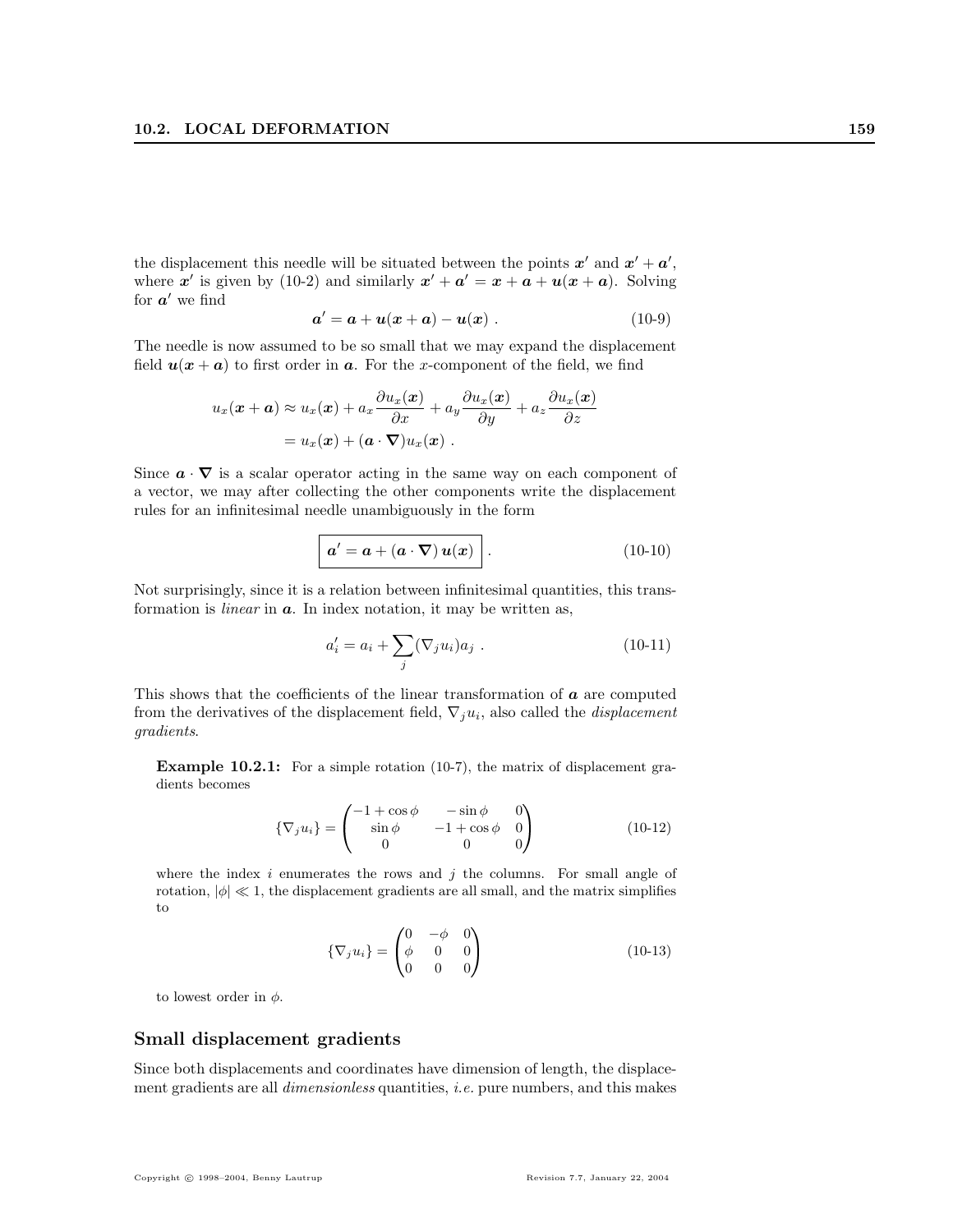the displacement this needle will be situated between the points $\boldsymbol{x}'$ and $\boldsymbol{x}' + \boldsymbol{a}'$, where $\boldsymbol{x}'$ is given by (10-2) and similarly $\boldsymbol{x}' + \boldsymbol{a}' = \boldsymbol{x} + \boldsymbol{a} + \boldsymbol{u}(\boldsymbol{x} + \boldsymbol{a})$. Solving for $\boldsymbol{a}'$ we find

$$\boldsymbol{a}' = \boldsymbol{a} + \boldsymbol{u}(\boldsymbol{x} + \boldsymbol{a}) - \boldsymbol{u}(\boldsymbol{x}) \; . \tag{10-9}$$

The needle is now assumed to be so small that we may expand the displacement field $\boldsymbol{u}(\boldsymbol{x} + \boldsymbol{a})$ to first order in $\boldsymbol{a}$. For the $x$-component of the field, we find

$$\begin{aligned} u_x(\boldsymbol{x} + \boldsymbol{a}) &\approx u_x(\boldsymbol{x}) + a_x \frac{\partial u_x(\boldsymbol{x})}{\partial x} + a_y \frac{\partial u_x(\boldsymbol{x})}{\partial y} + a_z \frac{\partial u_x(\boldsymbol{x})}{\partial z} \\ &= u_x(\boldsymbol{x}) + (\boldsymbol{a} \cdot \boldsymbol{\nabla}) u_x(\boldsymbol{x}) \; . \end{aligned}$$

Since $\boldsymbol{a} \cdot \boldsymbol{\nabla}$ is a scalar operator acting in the same way on each component of a vector, we may after collecting the other components write the displacement rules for an infinitesimal needle unambiguously in the form

$$\boxed{\boldsymbol{a}' = \boldsymbol{a} + (\boldsymbol{a} \cdot \boldsymbol{\nabla})\, \boldsymbol{u}(\boldsymbol{x})} \; . \tag{10-10}$$

Not surprisingly, since it is a relation between infinitesimal quantities, this transformation is *linear* in $\boldsymbol{a}$. In index notation, it may be written as,

$$a'_i = a_i + \sum_j (\nabla_j u_i) a_j \; . \tag{10-11}$$

This shows that the coefficients of the linear transformation of $\boldsymbol{a}$ are computed from the derivatives of the displacement field, $\nabla_j u_i$, also called the *displacement gradients*.

**Example 10.2.1:** For a simple rotation (10-7), the matrix of displacement gradients becomes

$$\{\nabla_j u_i\} = \begin{pmatrix} -1 + \cos\phi & -\sin\phi & 0 \\ \sin\phi & -1 + \cos\phi & 0 \\ 0 & 0 & 0 \end{pmatrix} \tag{10-12}$$

where the index $i$ enumerates the rows and $j$ the columns. For small angle of rotation, $|\phi| \ll 1$, the displacement gradients are all small, and the matrix simplifies to

$$\{\nabla_j u_i\} = \begin{pmatrix} 0 & -\phi & 0 \\ \phi & 0 & 0 \\ 0 & 0 & 0 \end{pmatrix} \tag{10-13}$$

to lowest order in $\phi$.

## Small displacement gradients

Since both displacements and coordinates have dimension of length, the displacement gradients are all *dimensionless* quantities, *i.e.* pure numbers, and this makes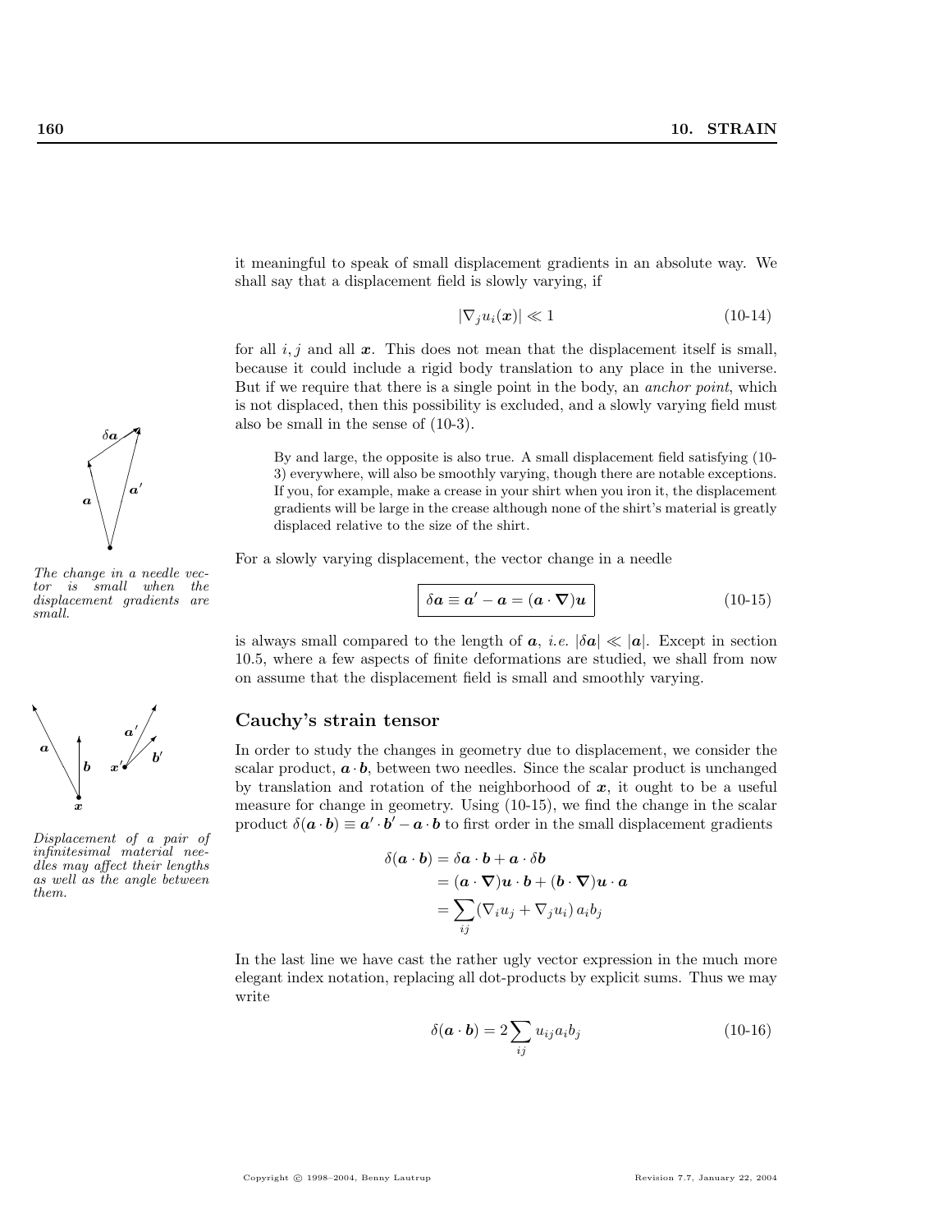it meaningful to speak of small displacement gradients in an absolute way. We shall say that a displacement field is slowly varying, if

$$|\nabla_j u_i(\boldsymbol{x})| \ll 1 \tag{10-14}$$

for all $i, j$ and all $\boldsymbol{x}$. This does not mean that the displacement itself is small, because it could include a rigid body translation to any place in the universe. But if we require that there is a single point in the body, an *anchor point*, which is not displaced, then this possibility is excluded, and a slowly varying field must also be small in the sense of (10-3).

> By and large, the opposite is also true. A small displacement field satisfying (10-3) everywhere, will also be smoothly varying, though there are notable exceptions. If you, for example, make a crease in your shirt when you iron it, the displacement gradients will be large in the crease although none of the shirt's material is greatly displaced relative to the size of the shirt.

*The change in a needle vector is small when the displacement gradients are small.*

For a slowly varying displacement, the vector change in a needle

$$\boxed{\delta \boldsymbol{a} \equiv \boldsymbol{a}' - \boldsymbol{a} = (\boldsymbol{a} \cdot \boldsymbol{\nabla})\boldsymbol{u}} \tag{10-15}$$

is always small compared to the length of $\boldsymbol{a}$, *i.e.* $|\delta \boldsymbol{a}| \ll |\boldsymbol{a}|$. Except in section 10.5, where a few aspects of finite deformations are studied, we shall from now on assume that the displacement field is small and smoothly varying.

## Cauchy's strain tensor

*Displacement of a pair of infinitesimal material needles may affect their lengths as well as the angle between them.*

In order to study the changes in geometry due to displacement, we consider the scalar product, $\boldsymbol{a} \cdot \boldsymbol{b}$, between two needles. Since the scalar product is unchanged by translation and rotation of the neighborhood of $\boldsymbol{x}$, it ought to be a useful measure for change in geometry. Using (10-15), we find the change in the scalar product $\delta(\boldsymbol{a} \cdot \boldsymbol{b}) \equiv \boldsymbol{a}' \cdot \boldsymbol{b}' - \boldsymbol{a} \cdot \boldsymbol{b}$ to first order in the small displacement gradients

$$\begin{aligned}
\delta(\boldsymbol{a} \cdot \boldsymbol{b}) &= \delta \boldsymbol{a} \cdot \boldsymbol{b} + \boldsymbol{a} \cdot \delta \boldsymbol{b} \\
&= (\boldsymbol{a} \cdot \boldsymbol{\nabla})\boldsymbol{u} \cdot \boldsymbol{b} + (\boldsymbol{b} \cdot \boldsymbol{\nabla})\boldsymbol{u} \cdot \boldsymbol{a} \\
&= \sum_{ij} (\nabla_i u_j + \nabla_j u_i)\, a_i b_j
\end{aligned}$$

In the last line we have cast the rather ugly vector expression in the much more elegant index notation, replacing all dot-products by explicit sums. Thus we may write

$$\delta(\boldsymbol{a} \cdot \boldsymbol{b}) = 2 \sum_{ij} u_{ij} a_i b_j \tag{10-16}$$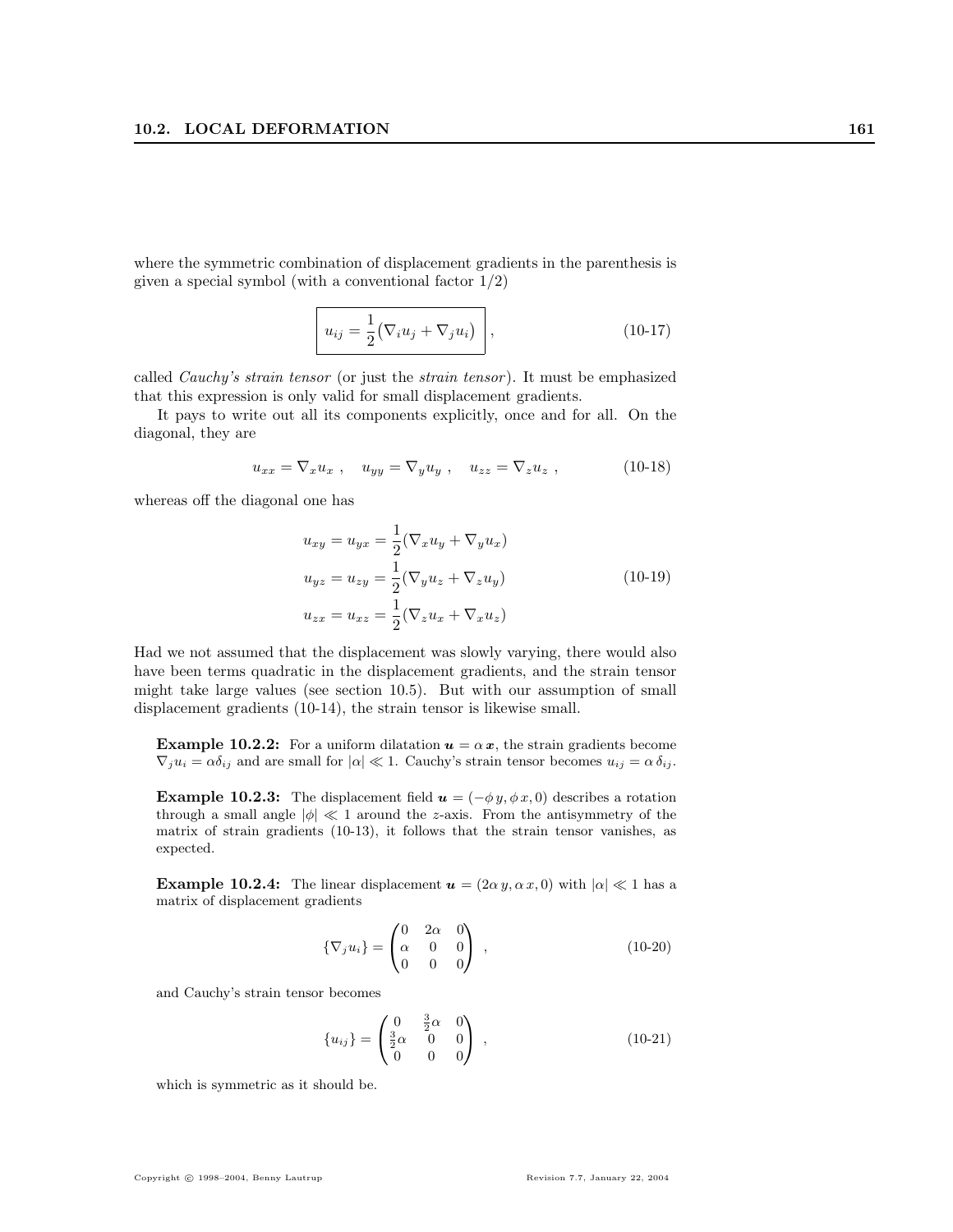where the symmetric combination of displacement gradients in the parenthesis is given a special symbol (with a conventional factor 1/2)

$$\boxed{u_{ij} = \frac{1}{2}\big(\nabla_i u_j + \nabla_j u_i\big)} \,, \tag{10-17}$$

called *Cauchy's strain tensor* (or just the *strain tensor*). It must be emphasized that this expression is only valid for small displacement gradients.

It pays to write out all its components explicitly, once and for all. On the diagonal, they are

$$u_{xx} = \nabla_x u_x \,, \quad u_{yy} = \nabla_y u_y \,, \quad u_{zz} = \nabla_z u_z \,, \tag{10-18}$$

whereas off the diagonal one has

$$\begin{aligned}
u_{xy} = u_{yx} &= \frac{1}{2}(\nabla_x u_y + \nabla_y u_x) \\
u_{yz} = u_{zy} &= \frac{1}{2}(\nabla_y u_z + \nabla_z u_y) \\
u_{zx} = u_{xz} &= \frac{1}{2}(\nabla_z u_x + \nabla_x u_z)
\end{aligned} \tag{10-19}$$

Had we not assumed that the displacement was slowly varying, there would also have been terms quadratic in the displacement gradients, and the strain tensor might take large values (see section 10.5). But with our assumption of small displacement gradients (10-14), the strain tensor is likewise small.

**Example 10.2.2:** For a uniform dilatation $\boldsymbol{u} = \alpha\,\boldsymbol{x}$, the strain gradients become $\nabla_j u_i = \alpha\delta_{ij}$ and are small for $|\alpha| \ll 1$. Cauchy's strain tensor becomes $u_{ij} = \alpha\,\delta_{ij}$.

**Example 10.2.3:** The displacement field $\boldsymbol{u} = (-\phi\,y, \phi\,x, 0)$ describes a rotation through a small angle $|\phi| \ll 1$ around the $z$-axis. From the antisymmetry of the matrix of strain gradients (10-13), it follows that the strain tensor vanishes, as expected.

**Example 10.2.4:** The linear displacement $\boldsymbol{u} = (2\alpha\,y, \alpha\,x, 0)$ with $|\alpha| \ll 1$ has a matrix of displacement gradients

$$\{\nabla_j u_i\} = \begin{pmatrix} 0 & 2\alpha & 0 \\ \alpha & 0 & 0 \\ 0 & 0 & 0 \end{pmatrix} \,, \tag{10-20}$$

and Cauchy's strain tensor becomes

$$\{u_{ij}\} = \begin{pmatrix} 0 & \frac{3}{2}\alpha & 0 \\ \frac{3}{2}\alpha & 0 & 0 \\ 0 & 0 & 0 \end{pmatrix} \,, \tag{10-21}$$

which is symmetric as it should be.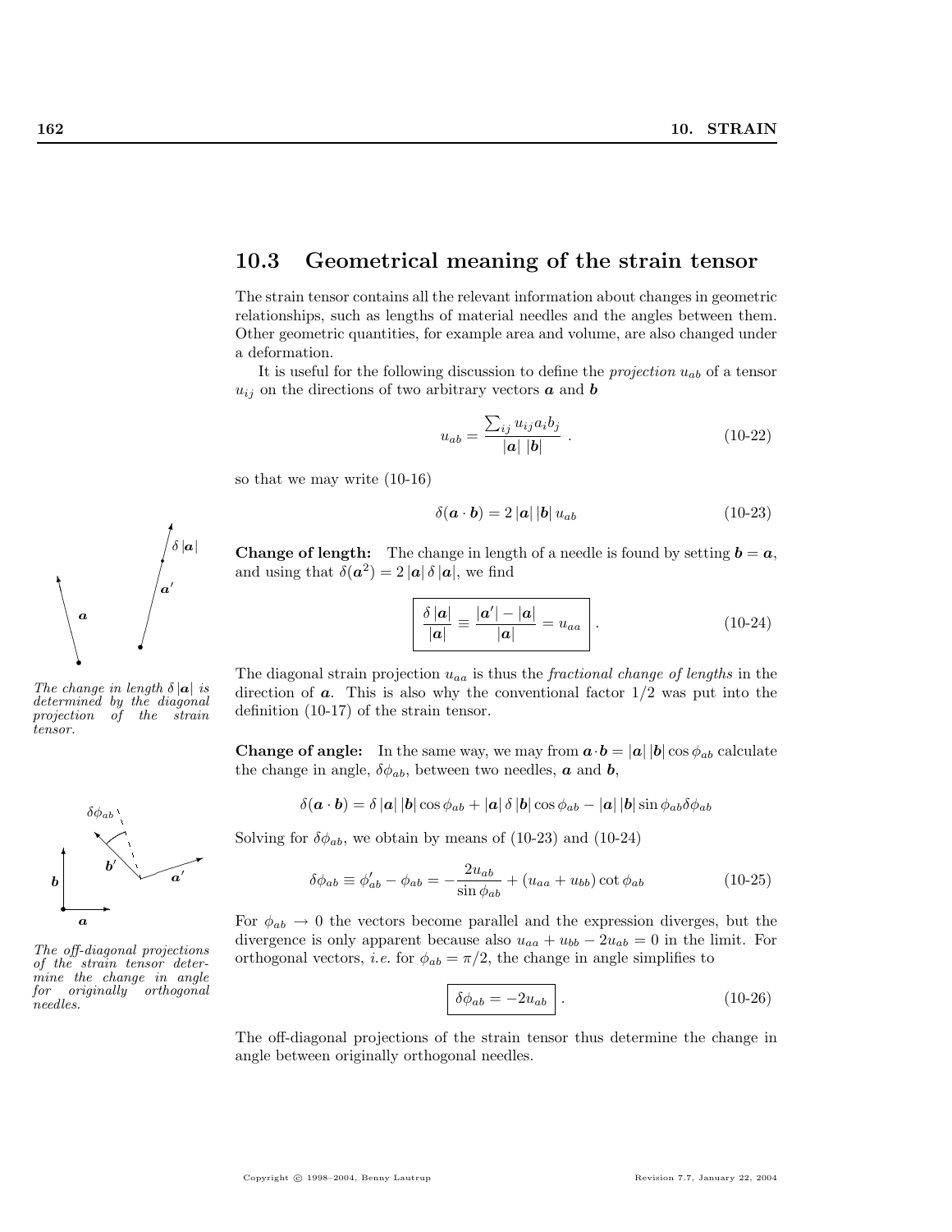## 10.3 Geometrical meaning of the strain tensor

The strain tensor contains all the relevant information about changes in geometric relationships, such as lengths of material needles and the angles between them. Other geometric quantities, for example area and volume, are also changed under a deformation.

It is useful for the following discussion to define the *projection* $u_{ab}$ of a tensor $u_{ij}$ on the directions of two arbitrary vectors $\boldsymbol{a}$ and $\boldsymbol{b}$

$$u_{ab} = \frac{\sum_{ij} u_{ij} a_i b_j}{|\boldsymbol{a}|\ |\boldsymbol{b}|} \ . \tag{10-22}$$

so that we may write (10-16)

$$\delta(\boldsymbol{a} \cdot \boldsymbol{b}) = 2\,|\boldsymbol{a}|\,|\boldsymbol{b}|\,u_{ab} \tag{10-23}$$

**Change of length:** The change in length of a needle is found by setting $\boldsymbol{b} = \boldsymbol{a}$, and using that $\delta(\boldsymbol{a}^2) = 2\,|\boldsymbol{a}|\,\delta\,|\boldsymbol{a}|$, we find

$$\boxed{\frac{\delta\,|\boldsymbol{a}|}{|\boldsymbol{a}|} \equiv \frac{|\boldsymbol{a}'| - |\boldsymbol{a}|}{|\boldsymbol{a}|} = u_{aa}} \ . \tag{10-24}$$

*The change in length $\delta\,|\boldsymbol{a}|$ is determined by the diagonal projection of the strain tensor.*

The diagonal strain projection $u_{aa}$ is thus the *fractional change of lengths* in the direction of $\boldsymbol{a}$. This is also why the conventional factor $1/2$ was put into the definition (10-17) of the strain tensor.

**Change of angle:** In the same way, we may from $\boldsymbol{a} \cdot \boldsymbol{b} = |\boldsymbol{a}|\,|\boldsymbol{b}| \cos\phi_{ab}$ calculate the change in angle, $\delta\phi_{ab}$, between two needles, $\boldsymbol{a}$ and $\boldsymbol{b}$,

$$\delta(\boldsymbol{a} \cdot \boldsymbol{b}) = \delta\,|\boldsymbol{a}|\,|\boldsymbol{b}| \cos\phi_{ab} + |\boldsymbol{a}|\,\delta\,|\boldsymbol{b}| \cos\phi_{ab} - |\boldsymbol{a}|\,|\boldsymbol{b}| \sin\phi_{ab}\delta\phi_{ab}$$

Solving for $\delta\phi_{ab}$, we obtain by means of (10-23) and (10-24)

$$\delta\phi_{ab} \equiv \phi'_{ab} - \phi_{ab} = -\frac{2u_{ab}}{\sin\phi_{ab}} + (u_{aa} + u_{bb})\cot\phi_{ab} \tag{10-25}$$

*The off-diagonal projections of the strain tensor determine the change in angle for originally orthogonal needles.*

For $\phi_{ab} \to 0$ the vectors become parallel and the expression diverges, but the divergence is only apparent because also $u_{aa} + u_{bb} - 2u_{ab} = 0$ in the limit. For orthogonal vectors, *i.e.* for $\phi_{ab} = \pi/2$, the change in angle simplifies to

$$\boxed{\delta\phi_{ab} = -2u_{ab}} \ . \tag{10-26}$$

The off-diagonal projections of the strain tensor thus determine the change in angle between originally orthogonal needles.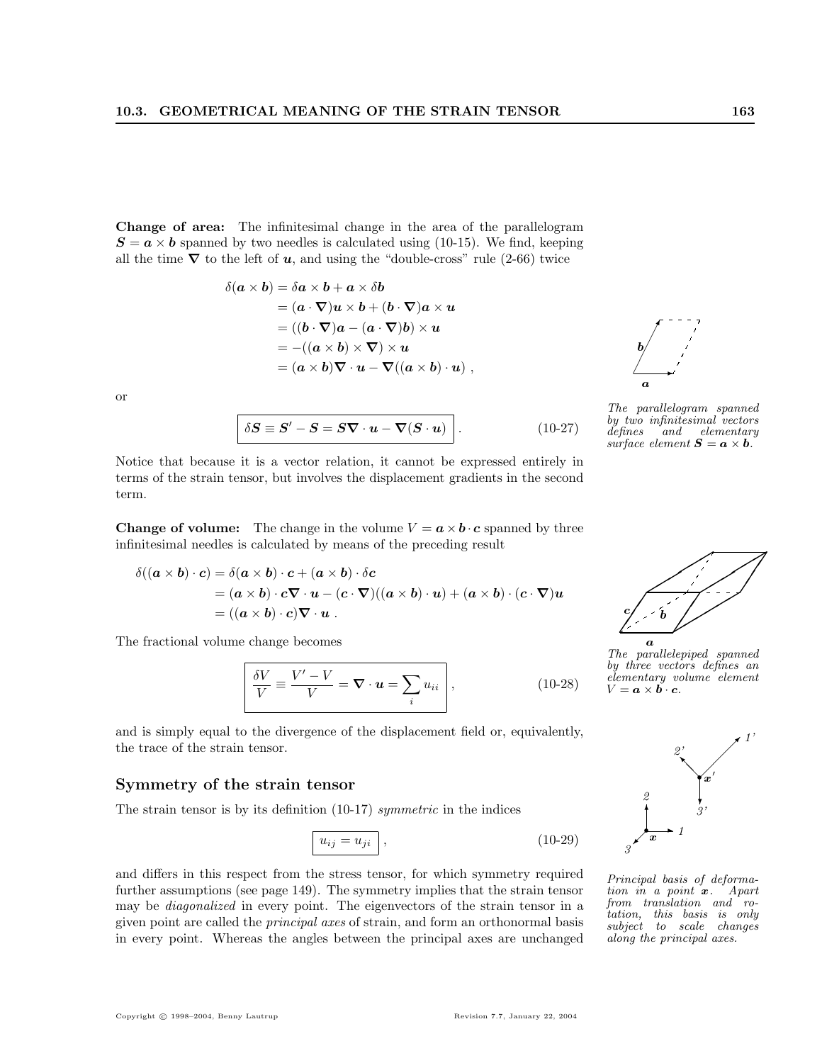**Change of area:** The infinitesimal change in the area of the parallelogram $\boldsymbol{S} = \boldsymbol{a} \times \boldsymbol{b}$ spanned by two needles is calculated using (10-15). We find, keeping all the time $\boldsymbol{\nabla}$ to the left of $\boldsymbol{u}$, and using the "double-cross" rule (2-66) twice

$$
\begin{aligned}
\delta(\boldsymbol{a} \times \boldsymbol{b}) &= \delta\boldsymbol{a} \times \boldsymbol{b} + \boldsymbol{a} \times \delta\boldsymbol{b} \\
&= (\boldsymbol{a} \cdot \boldsymbol{\nabla})\boldsymbol{u} \times \boldsymbol{b} + (\boldsymbol{b} \cdot \boldsymbol{\nabla})\boldsymbol{a} \times \boldsymbol{u} \\
&= ((\boldsymbol{b} \cdot \boldsymbol{\nabla})\boldsymbol{a} - (\boldsymbol{a} \cdot \boldsymbol{\nabla})\boldsymbol{b}) \times \boldsymbol{u} \\
&= -((\boldsymbol{a} \times \boldsymbol{b}) \times \boldsymbol{\nabla}) \times \boldsymbol{u} \\
&= (\boldsymbol{a} \times \boldsymbol{b})\boldsymbol{\nabla} \cdot \boldsymbol{u} - \boldsymbol{\nabla}((\boldsymbol{a} \times \boldsymbol{b}) \cdot \boldsymbol{u}) \ ,
\end{aligned}
$$

or

$$
\boxed{\delta\boldsymbol{S} \equiv \boldsymbol{S}' - \boldsymbol{S} = \boldsymbol{S}\boldsymbol{\nabla} \cdot \boldsymbol{u} - \boldsymbol{\nabla}(\boldsymbol{S} \cdot \boldsymbol{u})} \ . \qquad \text{(10-27)}
$$

*The parallelogram spanned by two infinitesimal vectors defines and elementary surface element $\boldsymbol{S} = \boldsymbol{a} \times \boldsymbol{b}$.*

Notice that because it is a vector relation, it cannot be expressed entirely in terms of the strain tensor, but involves the displacement gradients in the second term.

**Change of volume:** The change in the volume $V = \boldsymbol{a} \times \boldsymbol{b} \cdot \boldsymbol{c}$ spanned by three infinitesimal needles is calculated by means of the preceding result

$$
\begin{aligned}
\delta((\boldsymbol{a} \times \boldsymbol{b}) \cdot \boldsymbol{c}) &= \delta(\boldsymbol{a} \times \boldsymbol{b}) \cdot \boldsymbol{c} + (\boldsymbol{a} \times \boldsymbol{b}) \cdot \delta\boldsymbol{c} \\
&= (\boldsymbol{a} \times \boldsymbol{b}) \cdot \boldsymbol{c}\boldsymbol{\nabla} \cdot \boldsymbol{u} - (\boldsymbol{c} \cdot \boldsymbol{\nabla})((\boldsymbol{a} \times \boldsymbol{b}) \cdot \boldsymbol{u}) + (\boldsymbol{a} \times \boldsymbol{b}) \cdot (\boldsymbol{c} \cdot \boldsymbol{\nabla})\boldsymbol{u} \\
&= ((\boldsymbol{a} \times \boldsymbol{b}) \cdot \boldsymbol{c})\boldsymbol{\nabla} \cdot \boldsymbol{u} \ .
\end{aligned}
$$

The fractional volume change becomes

$$
\boxed{\frac{\delta V}{V} \equiv \frac{V' - V}{V} = \boldsymbol{\nabla} \cdot \boldsymbol{u} = \sum_i u_{ii}} \ , \qquad \text{(10-28)}
$$

*The parallelepiped spanned by three vectors defines an elementary volume element $V = \boldsymbol{a} \times \boldsymbol{b} \cdot \boldsymbol{c}$.*

and is simply equal to the divergence of the displacement field or, equivalently, the trace of the strain tensor.

## Symmetry of the strain tensor

The strain tensor is by its definition (10-17) *symmetric* in the indices

$$
\boxed{u_{ij} = u_{ji}} \ , \qquad \text{(10-29)}
$$

and differs in this respect from the stress tensor, for which symmetry required further assumptions (see page 149). The symmetry implies that the strain tensor may be *diagonalized* in every point. The eigenvectors of the strain tensor in a given point are called the *principal axes* of strain, and form an orthonormal basis in every point. Whereas the angles between the principal axes are unchanged

*Principal basis of deformation in a point $\boldsymbol{x}$. Apart from translation and rotation, this basis is only subject to scale changes along the principal axes.*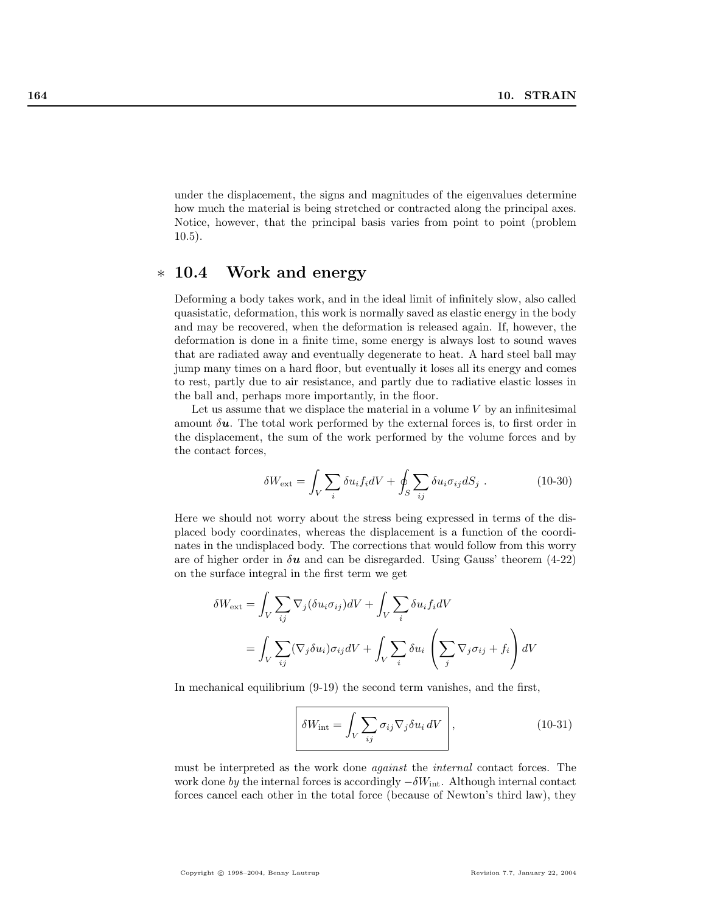under the displacement, the signs and magnitudes of the eigenvalues determine how much the material is being stretched or contracted along the principal axes. Notice, however, that the principal basis varies from point to point (problem 10.5).

## ∗ 10.4 Work and energy

Deforming a body takes work, and in the ideal limit of infinitely slow, also called quasistatic, deformation, this work is normally saved as elastic energy in the body and may be recovered, when the deformation is released again. If, however, the deformation is done in a finite time, some energy is always lost to sound waves that are radiated away and eventually degenerate to heat. A hard steel ball may jump many times on a hard floor, but eventually it loses all its energy and comes to rest, partly due to air resistance, and partly due to radiative elastic losses in the ball and, perhaps more importantly, in the floor.

Let us assume that we displace the material in a volume $V$ by an infinitesimal amount $\delta \boldsymbol{u}$. The total work performed by the external forces is, to first order in the displacement, the sum of the work performed by the volume forces and by the contact forces,

$$\delta W_{\text{ext}} = \int_V \sum_i \delta u_i f_i dV + \oint_S \sum_{ij} \delta u_i \sigma_{ij} dS_j \; . \tag{10-30}$$

Here we should not worry about the stress being expressed in terms of the displaced body coordinates, whereas the displacement is a function of the coordinates in the undisplaced body. The corrections that would follow from this worry are of higher order in $\delta \boldsymbol{u}$ and can be disregarded. Using Gauss' theorem (4-22) on the surface integral in the first term we get

$$\begin{aligned}
\delta W_{\text{ext}} &= \int_V \sum_{ij} \nabla_j (\delta u_i \sigma_{ij}) dV + \int_V \sum_i \delta u_i f_i dV \\
&= \int_V \sum_{ij} (\nabla_j \delta u_i) \sigma_{ij} dV + \int_V \sum_i \delta u_i \left( \sum_j \nabla_j \sigma_{ij} + f_i \right) dV
\end{aligned}$$

In mechanical equilibrium (9-19) the second term vanishes, and the first,

$$\boxed{\delta W_{\text{int}} = \int_V \sum_{ij} \sigma_{ij} \nabla_j \delta u_i \, dV} \; , \tag{10-31}$$

must be interpreted as the work done *against* the *internal* contact forces. The work done *by* the internal forces is accordingly $-\delta W_{\text{int}}$. Although internal contact forces cancel each other in the total force (because of Newton's third law), they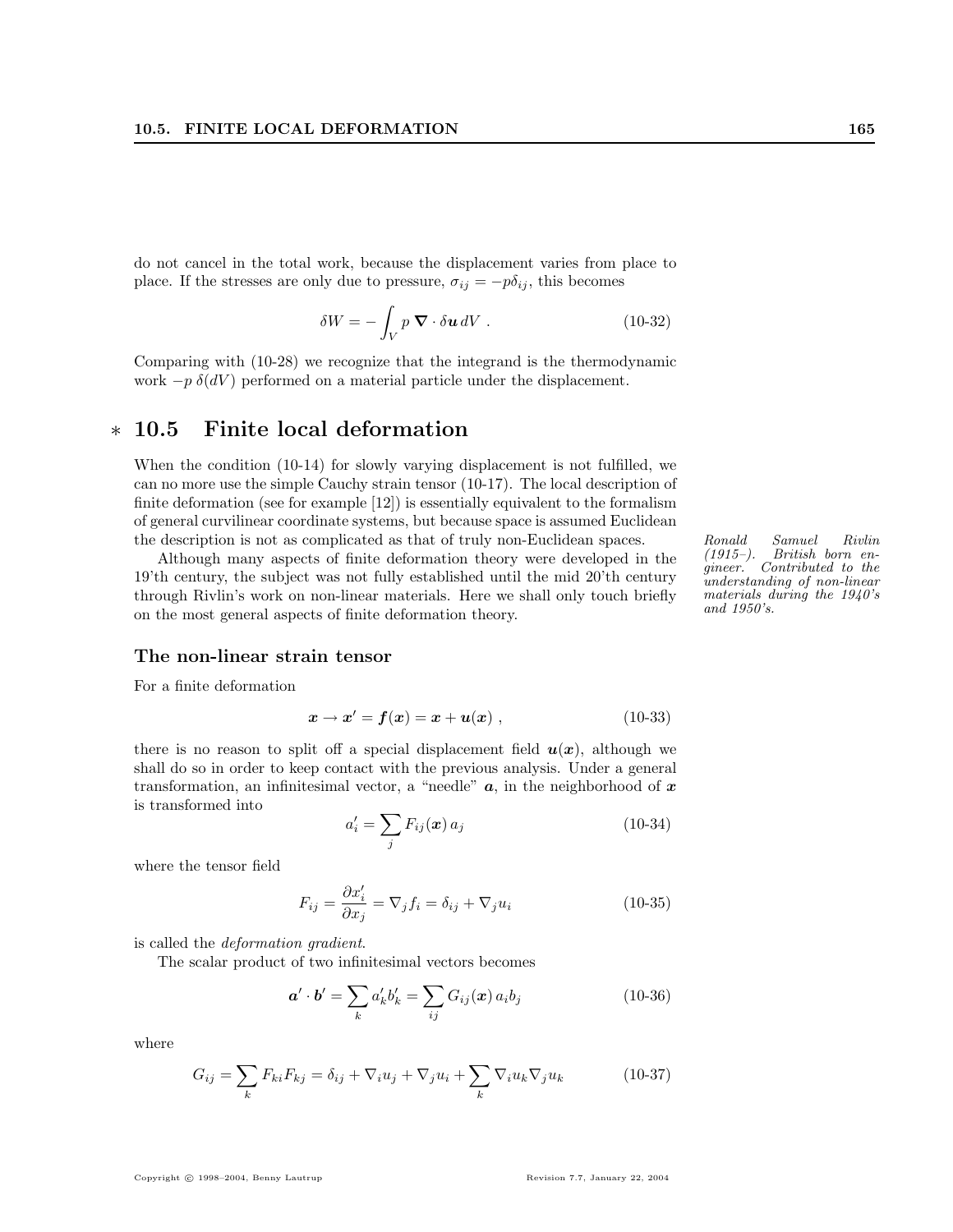do not cancel in the total work, because the displacement varies from place to place. If the stresses are only due to pressure, $\sigma_{ij} = -p\delta_{ij}$, this becomes

$$\delta W = -\int_V p\, \boldsymbol{\nabla} \cdot \delta \boldsymbol{u}\, dV \ . \tag{10-32}$$

Comparing with (10-28) we recognize that the integrand is the thermodynamic work $-p\, \delta(dV)$ performed on a material particle under the displacement.

## ∗ 10.5 Finite local deformation

When the condition (10-14) for slowly varying displacement is not fulfilled, we can no more use the simple Cauchy strain tensor (10-17). The local description of finite deformation (see for example [12]) is essentially equivalent to the formalism of general curvilinear coordinate systems, but because space is assumed Euclidean the description is not as complicated as that of truly non-Euclidean spaces.

Although many aspects of finite deformation theory were developed in the 19'th century, the subject was not fully established until the mid 20'th century through Rivlin's work on non-linear materials. Here we shall only touch briefly on the most general aspects of finite deformation theory.

*Ronald Samuel Rivlin (1915–). British born engineer. Contributed to the understanding of non-linear materials during the 1940's and 1950's.*

### The non-linear strain tensor

For a finite deformation

$$\boldsymbol{x} \to \boldsymbol{x}' = \boldsymbol{f}(\boldsymbol{x}) = \boldsymbol{x} + \boldsymbol{u}(\boldsymbol{x}) \ , \tag{10-33}$$

there is no reason to split off a special displacement field $\boldsymbol{u}(\boldsymbol{x})$, although we shall do so in order to keep contact with the previous analysis. Under a general transformation, an infinitesimal vector, a "needle" $\boldsymbol{a}$, in the neighborhood of $\boldsymbol{x}$ is transformed into

$$a'_i = \sum_j F_{ij}(\boldsymbol{x})\, a_j \tag{10-34}$$

where the tensor field

$$F_{ij} = \frac{\partial x'_i}{\partial x_j} = \nabla_j f_i = \delta_{ij} + \nabla_j u_i \tag{10-35}$$

is called the *deformation gradient*.

The scalar product of two infinitesimal vectors becomes

$$\boldsymbol{a}' \cdot \boldsymbol{b}' = \sum_k a'_k b'_k = \sum_{ij} G_{ij}(\boldsymbol{x})\, a_i b_j \tag{10-36}$$

where

$$G_{ij} = \sum_k F_{ki} F_{kj} = \delta_{ij} + \nabla_i u_j + \nabla_j u_i + \sum_k \nabla_i u_k \nabla_j u_k \tag{10-37}$$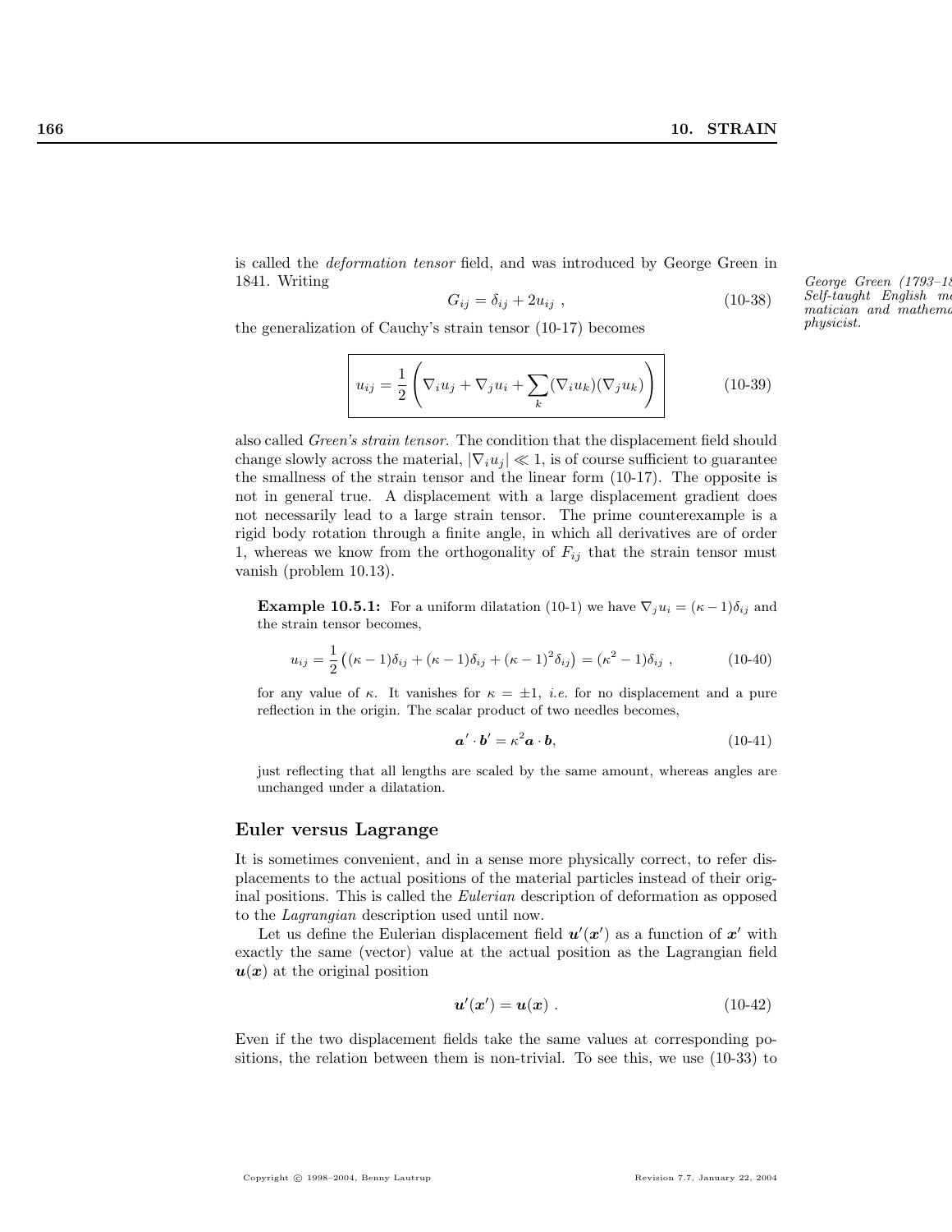is called the *deformation tensor* field, and was introduced by George Green in 1841. Writing

$$G_{ij} = \delta_{ij} + 2u_{ij} \ , \tag{10-38}$$

*George Green (1793–18 Self-taught English ma matician and mathema physicist.*

the generalization of Cauchy's strain tensor (10-17) becomes

$$\boxed{u_{ij} = \frac{1}{2}\left(\nabla_i u_j + \nabla_j u_i + \sum_k (\nabla_i u_k)(\nabla_j u_k)\right)} \tag{10-39}$$

also called *Green's strain tensor*. The condition that the displacement field should change slowly across the material, $|\nabla_i u_j| \ll 1$, is of course sufficient to guarantee the smallness of the strain tensor and the linear form (10-17). The opposite is not in general true. A displacement with a large displacement gradient does not necessarily lead to a large strain tensor. The prime counterexample is a rigid body rotation through a finite angle, in which all derivatives are of order 1, whereas we know from the orthogonality of $F_{ij}$ that the strain tensor must vanish (problem 10.13).

**Example 10.5.1:** For a uniform dilatation (10-1) we have $\nabla_j u_i = (\kappa - 1)\delta_{ij}$ and the strain tensor becomes,

$$u_{ij} = \frac{1}{2}\left((\kappa-1)\delta_{ij} + (\kappa-1)\delta_{ij} + (\kappa-1)^2\delta_{ij}\right) = (\kappa^2 - 1)\delta_{ij} \ , \tag{10-40}$$

for any value of $\kappa$. It vanishes for $\kappa = \pm 1$, *i.e.* for no displacement and a pure reflection in the origin. The scalar product of two needles becomes,

$$\boldsymbol{a}' \cdot \boldsymbol{b}' = \kappa^2 \boldsymbol{a} \cdot \boldsymbol{b}, \tag{10-41}$$

just reflecting that all lengths are scaled by the same amount, whereas angles are unchanged under a dilatation.

## Euler versus Lagrange

It is sometimes convenient, and in a sense more physically correct, to refer displacements to the actual positions of the material particles instead of their original positions. This is called the *Eulerian* description of deformation as opposed to the *Lagrangian* description used until now.

Let us define the Eulerian displacement field $\boldsymbol{u}'(\boldsymbol{x}')$ as a function of $\boldsymbol{x}'$ with exactly the same (vector) value at the actual position as the Lagrangian field $\boldsymbol{u}(\boldsymbol{x})$ at the original position

$$\boldsymbol{u}'(\boldsymbol{x}') = \boldsymbol{u}(\boldsymbol{x}) \ . \tag{10-42}$$

Even if the two displacement fields take the same values at corresponding positions, the relation between them is non-trivial. To see this, we use (10-33) to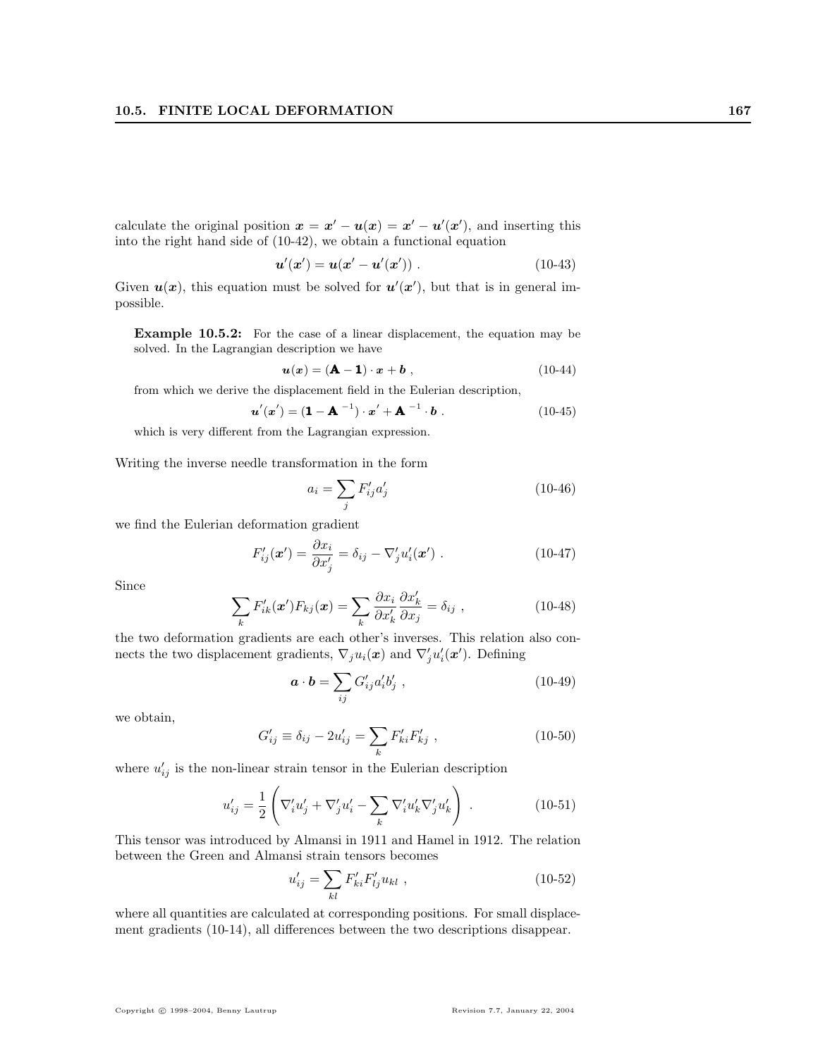calculate the original position $\boldsymbol{x} = \boldsymbol{x}' - \boldsymbol{u}(\boldsymbol{x}) = \boldsymbol{x}' - \boldsymbol{u}'(\boldsymbol{x}')$, and inserting this into the right hand side of (10-42), we obtain a functional equation

$$\boldsymbol{u}'(\boldsymbol{x}') = \boldsymbol{u}(\boldsymbol{x}' - \boldsymbol{u}'(\boldsymbol{x}')) \; . \tag{10-43}$$

Given $\boldsymbol{u}(\boldsymbol{x})$, this equation must be solved for $\boldsymbol{u}'(\boldsymbol{x}')$, but that is in general impossible.

**Example 10.5.2:** For the case of a linear displacement, the equation may be solved. In the Lagrangian description we have

$$\boldsymbol{u}(\boldsymbol{x}) = (\mathbf{A} - \mathbf{1}) \cdot \boldsymbol{x} + \boldsymbol{b} \; , \tag{10-44}$$

from which we derive the displacement field in the Eulerian description,

$$\boldsymbol{u}'(\boldsymbol{x}') = (\mathbf{1} - \mathbf{A}^{-1}) \cdot \boldsymbol{x}' + \mathbf{A}^{-1} \cdot \boldsymbol{b} \; . \tag{10-45}$$

which is very different from the Lagrangian expression.

Writing the inverse needle transformation in the form

$$a_i = \sum_j F'_{ij} a'_j \tag{10-46}$$

we find the Eulerian deformation gradient

$$F'_{ij}(\boldsymbol{x}') = \frac{\partial x_i}{\partial x'_j} = \delta_{ij} - \nabla'_j u'_i(\boldsymbol{x}') \; . \tag{10-47}$$

Since

$$\sum_k F'_{ik}(\boldsymbol{x}') F_{kj}(\boldsymbol{x}) = \sum_k \frac{\partial x_i}{\partial x'_k} \frac{\partial x'_k}{\partial x_j} = \delta_{ij} \; , \tag{10-48}$$

the two deformation gradients are each other's inverses. This relation also connects the two displacement gradients, $\nabla_j u_i(\boldsymbol{x})$ and $\nabla'_j u'_i(\boldsymbol{x}')$. Defining

$$\boldsymbol{a} \cdot \boldsymbol{b} = \sum_{ij} G'_{ij} a'_i b'_j \; , \tag{10-49}$$

we obtain,

$$G'_{ij} \equiv \delta_{ij} - 2u'_{ij} = \sum_k F'_{ki} F'_{kj} \; , \tag{10-50}$$

where $u'_{ij}$ is the non-linear strain tensor in the Eulerian description

$$u'_{ij} = \frac{1}{2} \left( \nabla'_i u'_j + \nabla'_j u'_i - \sum_k \nabla'_i u'_k \nabla'_j u'_k \right) \; . \tag{10-51}$$

This tensor was introduced by Almansi in 1911 and Hamel in 1912. The relation between the Green and Almansi strain tensors becomes

$$u'_{ij} = \sum_{kl} F'_{ki} F'_{lj} u_{kl} \; , \tag{10-52}$$

where all quantities are calculated at corresponding positions. For small displacement gradients (10-14), all differences between the two descriptions disappear.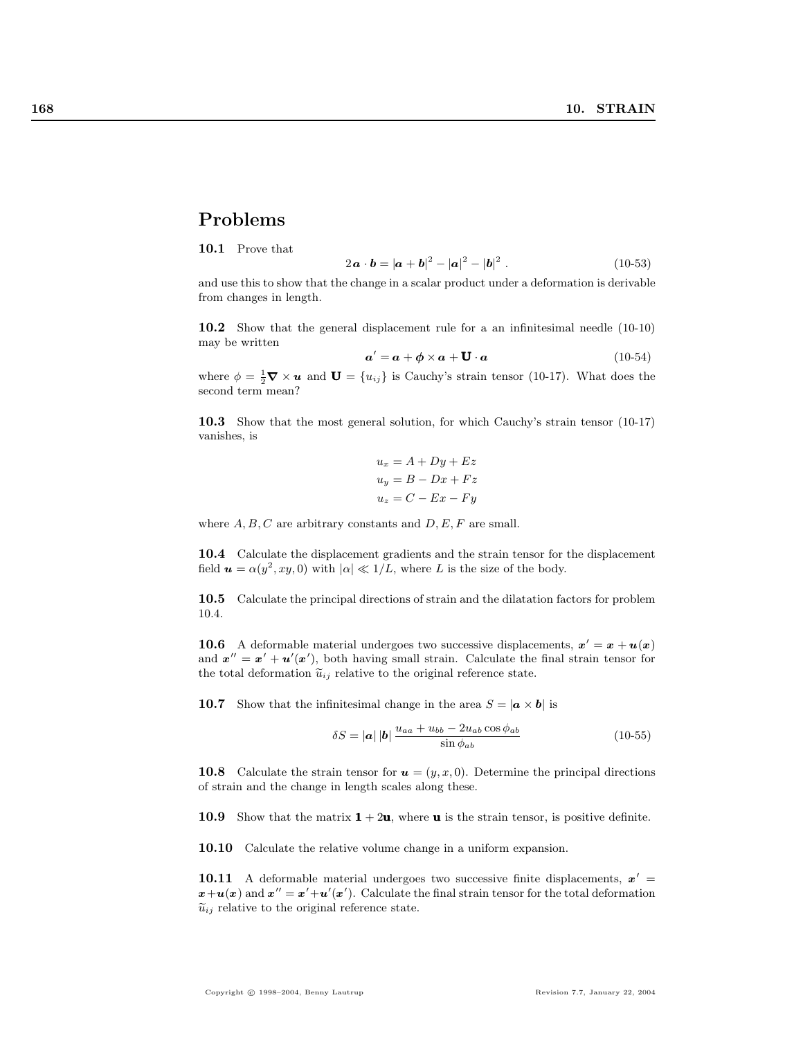## Problems

**10.1** Prove that

$$2\boldsymbol{a}\cdot\boldsymbol{b} = |\boldsymbol{a}+\boldsymbol{b}|^2 - |\boldsymbol{a}|^2 - |\boldsymbol{b}|^2 \ . \tag{10-53}$$

and use this to show that the change in a scalar product under a deformation is derivable from changes in length.

**10.2** Show that the general displacement rule for a an infinitesimal needle (10-10) may be written

$$\boldsymbol{a}' = \boldsymbol{a} + \boldsymbol{\phi}\times\boldsymbol{a} + \mathbf{U}\cdot\boldsymbol{a} \tag{10-54}$$

where $\phi = \frac{1}{2}\boldsymbol{\nabla}\times\boldsymbol{u}$ and $\mathbf{U} = \{u_{ij}\}$ is Cauchy's strain tensor (10-17). What does the second term mean?

**10.3** Show that the most general solution, for which Cauchy's strain tensor (10-17) vanishes, is

$$\begin{aligned}
u_x &= A + Dy + Ez\\
u_y &= B - Dx + Fz\\
u_z &= C - Ex - Fy
\end{aligned}$$

where $A, B, C$ are arbitrary constants and $D, E, F$ are small.

**10.4** Calculate the displacement gradients and the strain tensor for the displacement field $\boldsymbol{u} = \alpha(y^2, xy, 0)$ with $|\alpha| \ll 1/L$, where $L$ is the size of the body.

**10.5** Calculate the principal directions of strain and the dilatation factors for problem 10.4.

**10.6** A deformable material undergoes two successive displacements, $\boldsymbol{x}' = \boldsymbol{x} + \boldsymbol{u}(\boldsymbol{x})$ and $\boldsymbol{x}'' = \boldsymbol{x}' + \boldsymbol{u}'(\boldsymbol{x}')$, both having small strain. Calculate the final strain tensor for the total deformation $\widetilde{u}_{ij}$ relative to the original reference state.

**10.7** Show that the infinitesimal change in the area $S = |\boldsymbol{a}\times\boldsymbol{b}|$ is

$$\delta S = |\boldsymbol{a}|\,|\boldsymbol{b}|\,\frac{u_{aa} + u_{bb} - 2u_{ab}\cos\phi_{ab}}{\sin\phi_{ab}} \tag{10-55}$$

**10.8** Calculate the strain tensor for $\boldsymbol{u} = (y, x, 0)$. Determine the principal directions of strain and the change in length scales along these.

**10.9** Show that the matrix $\mathbf{1} + 2\mathbf{u}$, where $\mathbf{u}$ is the strain tensor, is positive definite.

**10.10** Calculate the relative volume change in a uniform expansion.

**10.11** A deformable material undergoes two successive finite displacements, $\boldsymbol{x}' = \boldsymbol{x}+\boldsymbol{u}(\boldsymbol{x})$ and $\boldsymbol{x}'' = \boldsymbol{x}'+\boldsymbol{u}'(\boldsymbol{x}')$. Calculate the final strain tensor for the total deformation $\widetilde{u}_{ij}$ relative to the original reference state.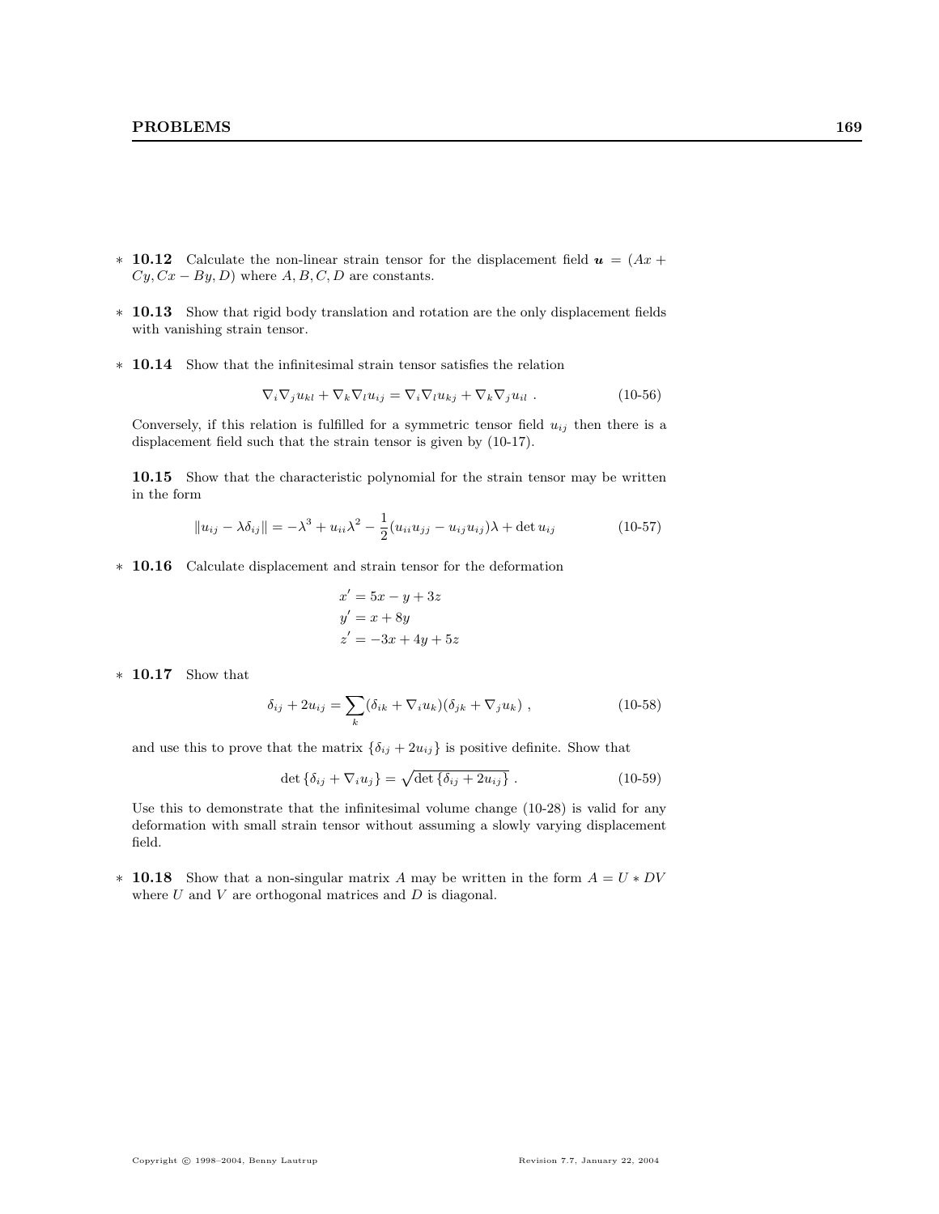\* **10.12** Calculate the non-linear strain tensor for the displacement field $\boldsymbol{u} = (Ax + Cy, Cx - By, D)$ where $A, B, C, D$ are constants.

\* **10.13** Show that rigid body translation and rotation are the only displacement fields with vanishing strain tensor.

\* **10.14** Show that the infinitesimal strain tensor satisfies the relation

$$\nabla_i \nabla_j u_{kl} + \nabla_k \nabla_l u_{ij} = \nabla_i \nabla_l u_{kj} + \nabla_k \nabla_j u_{il} \; . \tag{10-56}$$

Conversely, if this relation is fulfilled for a symmetric tensor field $u_{ij}$ then there is a displacement field such that the strain tensor is given by (10-17).

**10.15** Show that the characteristic polynomial for the strain tensor may be written in the form

$$\|u_{ij} - \lambda \delta_{ij}\| = -\lambda^3 + u_{ii}\lambda^2 - \frac{1}{2}(u_{ii}u_{jj} - u_{ij}u_{ij})\lambda + \det u_{ij} \tag{10-57}$$

\* **10.16** Calculate displacement and strain tensor for the deformation

$$x' = 5x - y + 3z$$
$$y' = x + 8y$$
$$z' = -3x + 4y + 5z$$

\* **10.17** Show that

$$\delta_{ij} + 2u_{ij} = \sum_k (\delta_{ik} + \nabla_i u_k)(\delta_{jk} + \nabla_j u_k) \; , \tag{10-58}$$

and use this to prove that the matrix $\{\delta_{ij} + 2u_{ij}\}$ is positive definite. Show that

$$\det\{\delta_{ij} + \nabla_i u_j\} = \sqrt{\det\{\delta_{ij} + 2u_{ij}\}} \; . \tag{10-59}$$

Use this to demonstrate that the infinitesimal volume change (10-28) is valid for any deformation with small strain tensor without assuming a slowly varying displacement field.

\* **10.18** Show that a non-singular matrix $A$ may be written in the form $A = U * DV$ where $U$ and $V$ are orthogonal matrices and $D$ is diagonal.